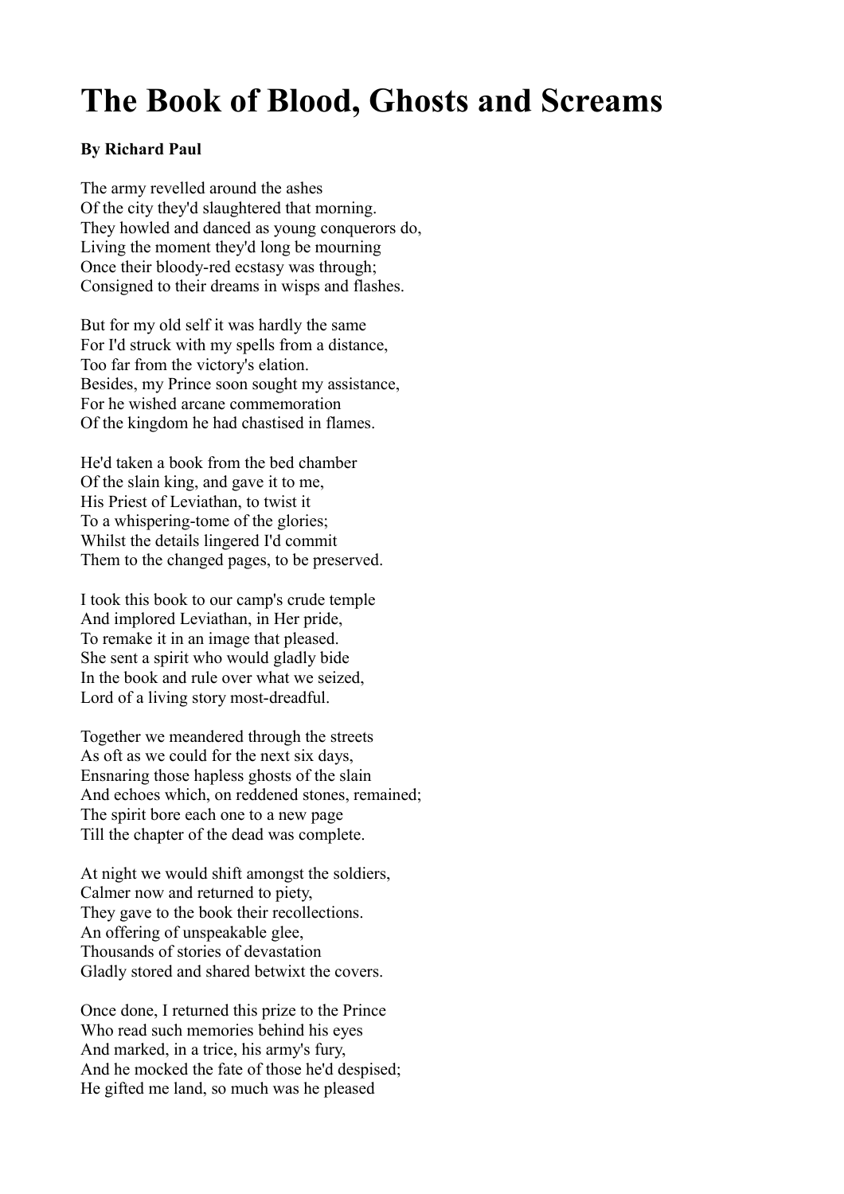# The Book of Blood, Ghosts and Screams

**By Richard Paul**

The army revelled around the ashes  
Of the city they'd slaughtered that morning.  
They howled and danced as young conquerors do,  
Living the moment they'd long be mourning  
Once their bloody-red ecstasy was through;  
Consigned to their dreams in wisps and flashes.

But for my old self it was hardly the same  
For I'd struck with my spells from a distance,  
Too far from the victory's elation.  
Besides, my Prince soon sought my assistance,  
For he wished arcane commemoration  
Of the kingdom he had chastised in flames.

He'd taken a book from the bed chamber  
Of the slain king, and gave it to me,  
His Priest of Leviathan, to twist it  
To a whispering-tome of the glories;  
Whilst the details lingered I'd commit  
Them to the changed pages, to be preserved.

I took this book to our camp's crude temple  
And implored Leviathan, in Her pride,  
To remake it in an image that pleased.  
She sent a spirit who would gladly bide  
In the book and rule over what we seized,  
Lord of a living story most-dreadful.

Together we meandered through the streets  
As oft as we could for the next six days,  
Ensnaring those hapless ghosts of the slain  
And echoes which, on reddened stones, remained;  
The spirit bore each one to a new page  
Till the chapter of the dead was complete.

At night we would shift amongst the soldiers,  
Calmer now and returned to piety,  
They gave to the book their recollections.  
An offering of unspeakable glee,  
Thousands of stories of devastation  
Gladly stored and shared betwixt the covers.

Once done, I returned this prize to the Prince  
Who read such memories behind his eyes  
And marked, in a trice, his army's fury,  
And he mocked the fate of those he'd despised;  
He gifted me land, so much was he pleased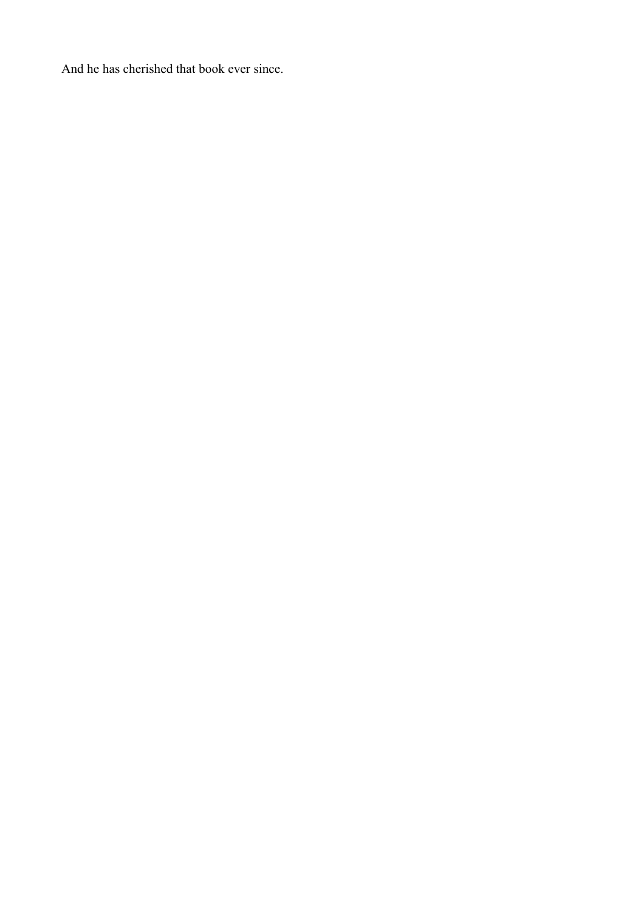And he has cherished that book ever since.